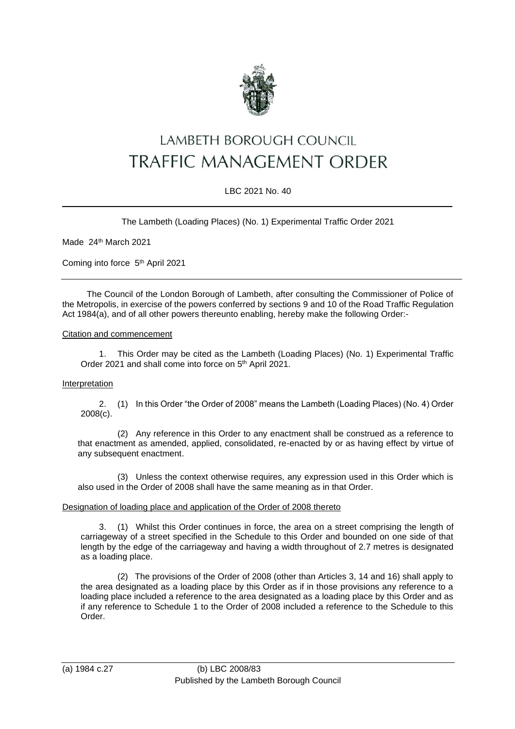# LAMBETH BOROUGH COUNCIL
# TRAFFIC MANAGEMENT ORDER

LBC 2021 No. 40

---

The Lambeth (Loading Places) (No. 1) Experimental Traffic Order 2021

Made 24th March 2021

Coming into force 5th April 2021

---

The Council of the London Borough of Lambeth, after consulting the Commissioner of Police of the Metropolis, in exercise of the powers conferred by sections 9 and 10 of the Road Traffic Regulation Act 1984(a), and of all other powers thereunto enabling, hereby make the following Order:-

## Citation and commencement

1. This Order may be cited as the Lambeth (Loading Places) (No. 1) Experimental Traffic Order 2021 and shall come into force on 5th April 2021.

## Interpretation

2. (1) In this Order "the Order of 2008" means the Lambeth (Loading Places) (No. 4) Order 2008(c).

(2) Any reference in this Order to any enactment shall be construed as a reference to that enactment as amended, applied, consolidated, re-enacted by or as having effect by virtue of any subsequent enactment.

(3) Unless the context otherwise requires, any expression used in this Order which is also used in the Order of 2008 shall have the same meaning as in that Order.

## Designation of loading place and application of the Order of 2008 thereto

3. (1) Whilst this Order continues in force, the area on a street comprising the length of carriageway of a street specified in the Schedule to this Order and bounded on one side of that length by the edge of the carriageway and having a width throughout of 2.7 metres is designated as a loading place.

(2) The provisions of the Order of 2008 (other than Articles 3, 14 and 16) shall apply to the area designated as a loading place by this Order as if in those provisions any reference to a loading place included a reference to the area designated as a loading place by this Order and as if any reference to Schedule 1 to the Order of 2008 included a reference to the Schedule to this Order.

---

(a) 1984 c.27 (b) LBC 2008/83

Published by the Lambeth Borough Council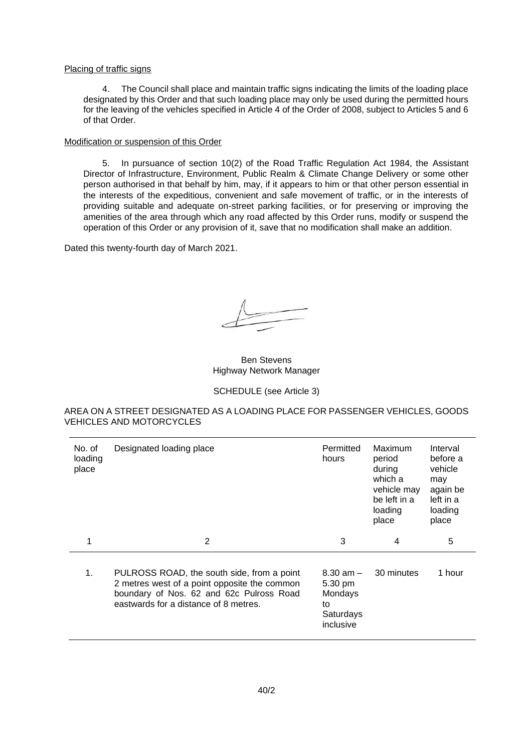Placing of traffic signs

4. The Council shall place and maintain traffic signs indicating the limits of the loading place designated by this Order and that such loading place may only be used during the permitted hours for the leaving of the vehicles specified in Article 4 of the Order of 2008, subject to Articles 5 and 6 of that Order.

Modification or suspension of this Order

5. In pursuance of section 10(2) of the Road Traffic Regulation Act 1984, the Assistant Director of Infrastructure, Environment, Public Realm & Climate Change Delivery or some other person authorised in that behalf by him, may, if it appears to him or that other person essential in the interests of the expeditious, convenient and safe movement of traffic, or in the interests of providing suitable and adequate on-street parking facilities, or for preserving or improving the amenities of the area through which any road affected by this Order runs, modify or suspend the operation of this Order or any provision of it, save that no modification shall make an addition.

Dated this twenty-fourth day of March 2021.

Ben Stevens
Highway Network Manager

SCHEDULE (see Article 3)

AREA ON A STREET DESIGNATED AS A LOADING PLACE FOR PASSENGER VEHICLES, GOODS VEHICLES AND MOTORCYCLES

| No. of loading place | Designated loading place | Permitted hours | Maximum period during which a vehicle may be left in a loading place | Interval before a vehicle may again be left in a loading place |
|---|---|---|---|---|
| 1 | 2 | 3 | 4 | 5 |
| 1. | PULROSS ROAD, the south side, from a point 2 metres west of a point opposite the common boundary of Nos. 62 and 62c Pulross Road eastwards for a distance of 8 metres. | 8.30 am – 5.30 pm Mondays to Saturdays inclusive | 30 minutes | 1 hour |

40/2